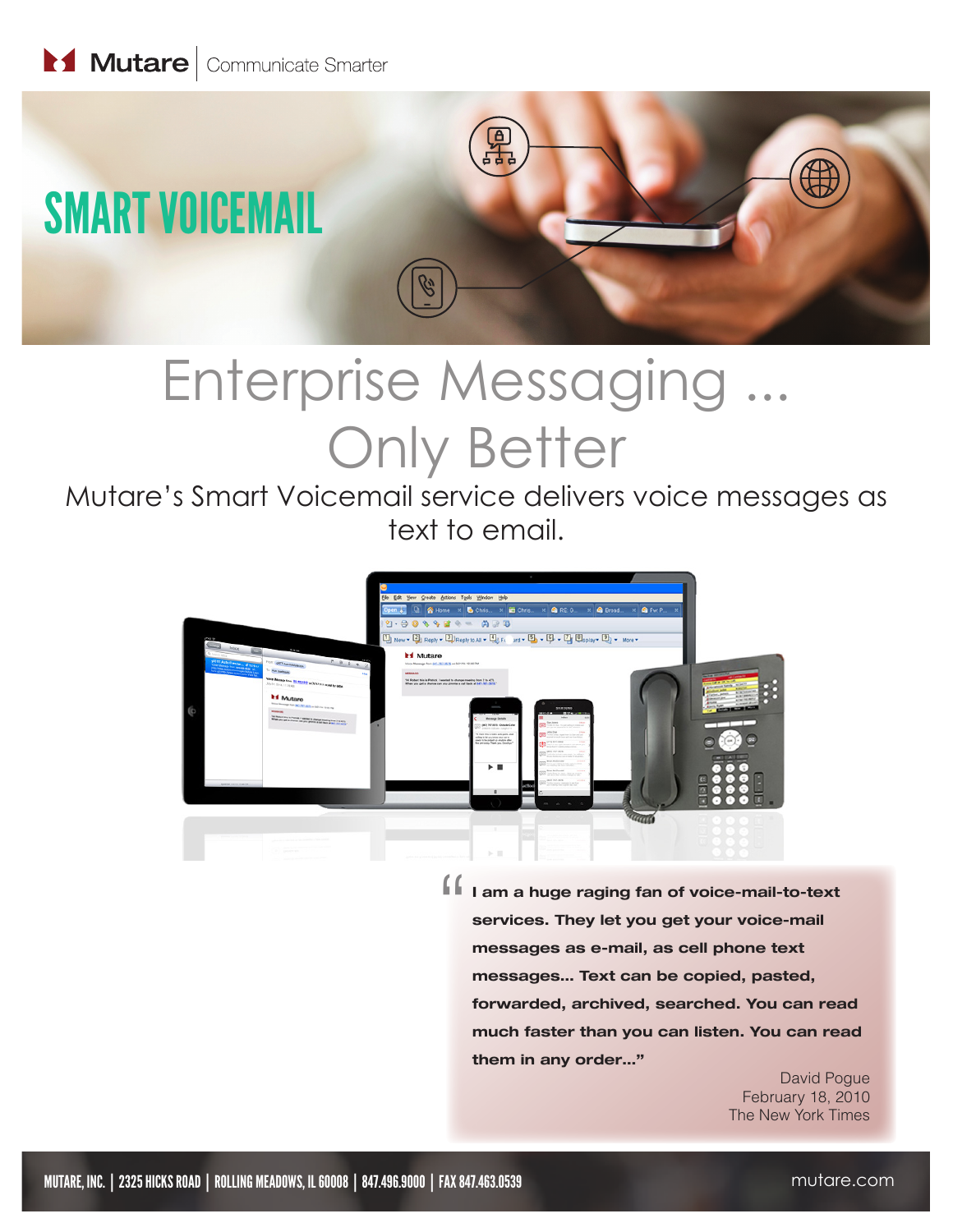Mutare | Communicate Smarter

# SMART VOICEMAIL

# Enterprise Messaging ... Only Better

Mutare's Smart Voicemail service delivers voice messages as text to email.

> **"I am a huge raging fan of voice-mail-to-text services. They let you get your voice-mail messages as e-mail, as cell phone text messages... Text can be copied, pasted, forwarded, archived, searched. You can read much faster than you can listen. You can read them in any order..."**
>
> David Pogue
> February 18, 2010
> The New York Times

MUTARE, INC. | 2325 HICKS ROAD | ROLLING MEADOWS, IL 60008 | 847.496.9000 | FAX 847.463.0539

mutare.com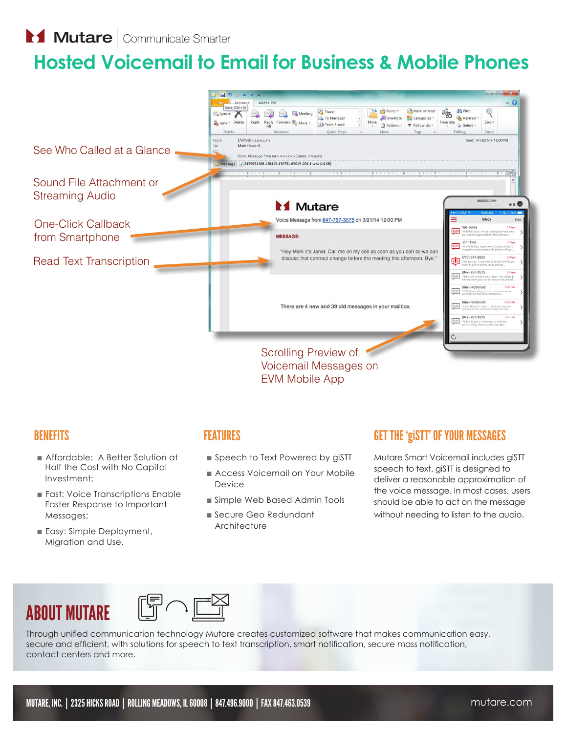Mutare | Communicate Smarter

# Hosted Voicemail to Email for Business & Mobile Phones

See Who Called at a Glance

Sound File Attachment or Streaming Audio

One-Click Callback from Smartphone

Read Text Transcription

Scrolling Preview of Voicemail Messages on EVM Mobile App

## BENEFITS

- Affordable: A Better Solution at Half the Cost with No Capital Investment;
- Fast: Voice Transcriptions Enable Faster Response to Important Messages;
- Easy: Simple Deployment, Migration and Use.

## FEATURES

- Speech to Text Powered by giSTT
- Access Voicemail on Your Mobile Device
- Simple Web Based Admin Tools
- Secure Geo Redundant Architecture

## GET THE 'giSTT' OF YOUR MESSAGES

Mutare Smart Voicemail includes giSTT speech to text. giSTT is designed to deliver a reasonable approximation of the voice message. In most cases, users should be able to act on the message without needing to listen to the audio.

## ABOUT MUTARE

Through unified communication technology Mutare creates customized software that makes communication easy, secure and efficient, with solutions for speech to text transcription, smart notification, secure mass notification, contact centers and more.

MUTARE, INC. | 2325 HICKS ROAD | ROLLING MEADOWS, IL 60008 | 847.496.9000 | FAX 847.463.0539

mutare.com